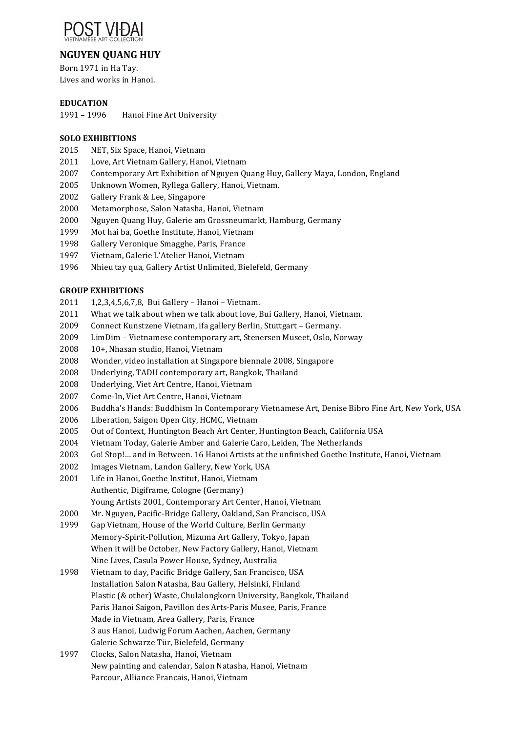POST VIDAI
VIETNAMESE ART COLLECTION

## NGUYEN QUANG HUY

Born 1971 in Ha Tay.
Lives and works in Hanoi.

### EDUCATION

1991 – 1996 Hanoi Fine Art University

### SOLO EXHIBITIONS

2015 NET, Six Space, Hanoi, Vietnam
2011 Love, Art Vietnam Gallery, Hanoi, Vietnam
2007 Contemporary Art Exhibition of Nguyen Quang Huy, Gallery Maya, London, England
2005 Unknown Women, Ryllega Gallery, Hanoi, Vietnam.
2002 Gallery Frank & Lee, Singapore
2000 Metamorphose, Salon Natasha, Hanoi, Vietnam
2000 Nguyen Quang Huy, Galerie am Grossneumarkt, Hamburg, Germany
1999 Mot hai ba, Goethe Institute, Hanoi, Vietnam
1998 Gallery Veronique Smagghe, Paris, France
1997 Vietnam, Galerie L'Atelier Hanoi, Vietnam
1996 Nhieu tay qua, Gallery Artist Unlimited, Bielefeld, Germany

### GROUP EXHIBITIONS

2011 1,2,3,4,5,6,7,8, Bui Gallery – Hanoi – Vietnam.
2011 What we talk about when we talk about love, Bui Gallery, Hanoi, Vietnam.
2009 Connect Kunstzene Vietnam, ifa gallery Berlin, Stuttgart – Germany.
2009 LimDim – Vietnamese contemporary art, Stenersen Museet, Oslo, Norway
2008 10+, Nhasan studio, Hanoi, Vietnam
2008 Wonder, video installation at Singapore biennale 2008, Singapore
2008 Underlying, TADU contemporary art, Bangkok, Thailand
2008 Underlying, Viet Art Centre, Hanoi, Vietnam
2007 Come-In, Viet Art Centre, Hanoi, Vietnam
2006 Buddha's Hands: Buddhism In Contemporary Vietnamese Art, Denise Bibro Fine Art, New York, USA
2006 Liberation, Saigon Open City, HCMC, Vietnam
2005 Out of Context, Huntington Beach Art Center, Huntington Beach, California USA
2004 Vietnam Today, Galerie Amber and Galerie Caro, Leiden, The Netherlands
2003 Go! Stop!... and in Between. 16 Hanoi Artists at the unfinished Goethe Institute, Hanoi, Vietnam
2002 Images Vietnam, Landon Gallery, New York, USA
2001 Life in Hanoi, Goethe Institut, Hanoi, Vietnam
Authentic, Digiframe, Cologne (Germany)
Young Artists 2001, Contemporary Art Center, Hanoi, Vietnam
2000 Mr. Nguyen, Pacific-Bridge Gallery, Oakland, San Francisco, USA
1999 Gap Vietnam, House of the World Culture, Berlin Germany
Memory-Spirit-Pollution, Mizuma Art Gallery, Tokyo, Japan
When it will be October, New Factory Gallery, Hanoi, Vietnam
Nine Lives, Casula Power House, Sydney, Australia
1998 Vietnam to day, Pacific Bridge Gallery, San Francisco, USA
Installation Salon Natasha, Bau Gallery, Helsinki, Finland
Plastic (& other) Waste, Chulalongkorn University, Bangkok, Thailand
Paris Hanoi Saigon, Pavillon des Arts-Paris Musee, Paris, France
Made in Vietnam, Area Gallery, Paris, France
3 aus Hanoi, Ludwig Forum Aachen, Aachen, Germany
Galerie Schwarze Tür, Bielefeld, Germany
1997 Clocks, Salon Natasha, Hanoi, Vietnam
New painting and calendar, Salon Natasha, Hanoi, Vietnam
Parcour, Alliance Francais, Hanoi, Vietnam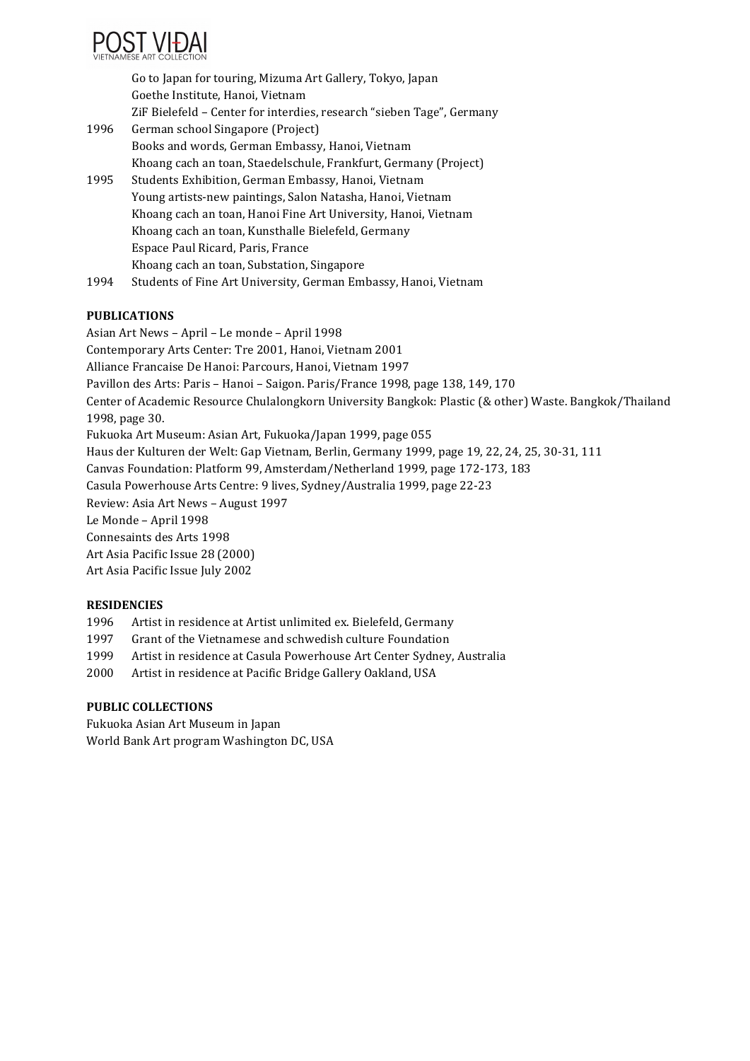| | |
|---|---|
| | Go to Japan for touring, Mizuma Art Gallery, Tokyo, Japan |
| | Goethe Institute, Hanoi, Vietnam |
| | ZiF Bielefeld – Center for interdies, research "sieben Tage", Germany |
| 1996 | German school Singapore (Project) |
| | Books and words, German Embassy, Hanoi, Vietnam |
| | Khoang cach an toan, Staedelschule, Frankfurt, Germany (Project) |
| 1995 | Students Exhibition, German Embassy, Hanoi, Vietnam |
| | Young artists-new paintings, Salon Natasha, Hanoi, Vietnam |
| | Khoang cach an toan, Hanoi Fine Art University, Hanoi, Vietnam |
| | Khoang cach an toan, Kunsthalle Bielefeld, Germany |
| | Espace Paul Ricard, Paris, France |
| | Khoang cach an toan, Substation, Singapore |
| 1994 | Students of Fine Art University, German Embassy, Hanoi, Vietnam |

**PUBLICATIONS**

Asian Art News – April – Le monde – April 1998
Contemporary Arts Center: Tre 2001, Hanoi, Vietnam 2001
Alliance Francaise De Hanoi: Parcours, Hanoi, Vietnam 1997
Pavillon des Arts: Paris – Hanoi – Saigon. Paris/France 1998, page 138, 149, 170
Center of Academic Resource Chulalongkorn University Bangkok: Plastic (& other) Waste. Bangkok/Thailand 1998, page 30.
Fukuoka Art Museum: Asian Art, Fukuoka/Japan 1999, page 055
Haus der Kulturen der Welt: Gap Vietnam, Berlin, Germany 1999, page 19, 22, 24, 25, 30-31, 111
Canvas Foundation: Platform 99, Amsterdam/Netherland 1999, page 172-173, 183
Casula Powerhouse Arts Centre: 9 lives, Sydney/Australia 1999, page 22-23
Review: Asia Art News – August 1997
Le Monde – April 1998
Connesaints des Arts 1998
Art Asia Pacific Issue 28 (2000)
Art Asia Pacific Issue July 2002

**RESIDENCIES**

| | |
|---|---|
| 1996 | Artist in residence at Artist unlimited ex. Bielefeld, Germany |
| 1997 | Grant of the Vietnamese and schwedish culture Foundation |
| 1999 | Artist in residence at Casula Powerhouse Art Center Sydney, Australia |
| 2000 | Artist in residence at Pacific Bridge Gallery Oakland, USA |

**PUBLIC COLLECTIONS**

Fukuoka Asian Art Museum in Japan
World Bank Art program Washington DC, USA